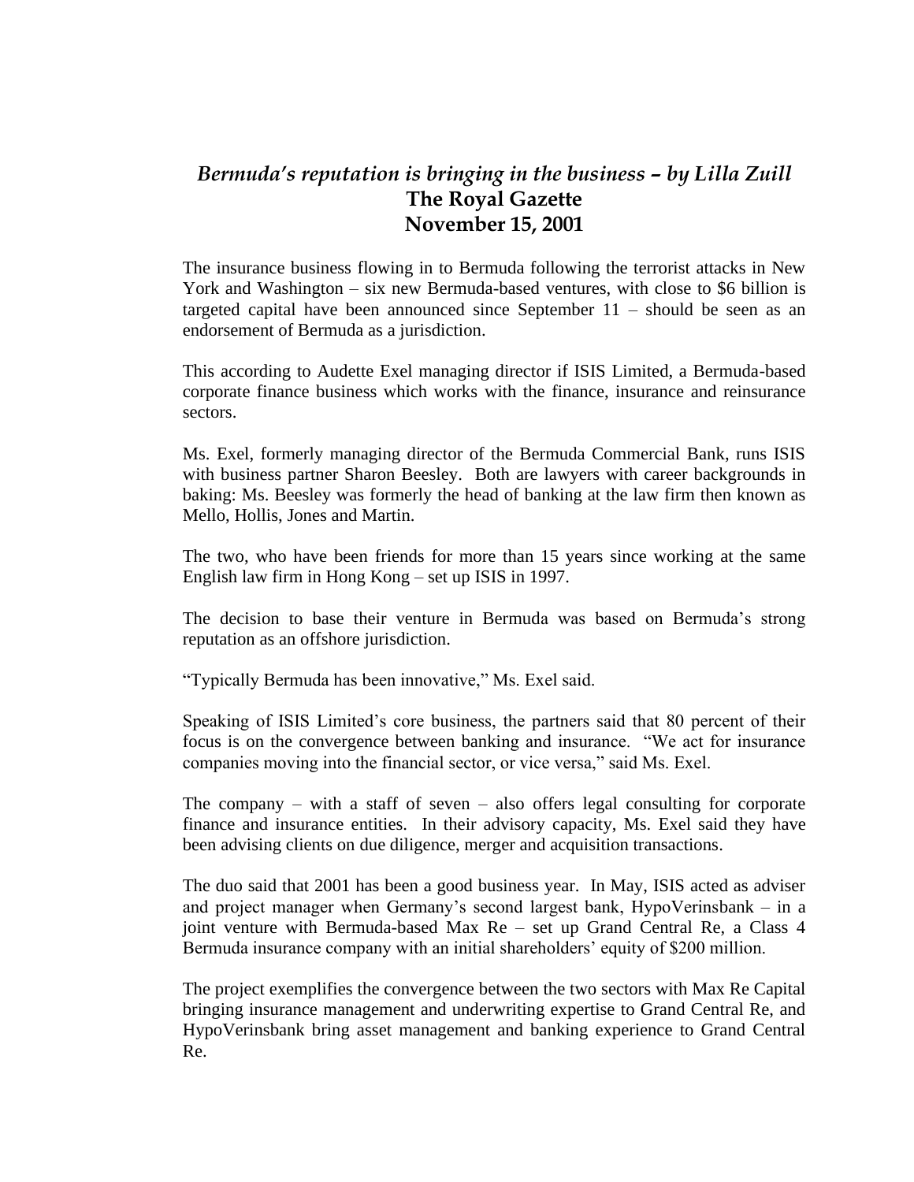# *Bermuda's reputation is bringing in the business – by Lilla Zuill*
## The Royal Gazette
## November 15, 2001

The insurance business flowing in to Bermuda following the terrorist attacks in New York and Washington – six new Bermuda-based ventures, with close to $6 billion is targeted capital have been announced since September 11 – should be seen as an endorsement of Bermuda as a jurisdiction.

This according to Audette Exel managing director if ISIS Limited, a Bermuda-based corporate finance business which works with the finance, insurance and reinsurance sectors.

Ms. Exel, formerly managing director of the Bermuda Commercial Bank, runs ISIS with business partner Sharon Beesley. Both are lawyers with career backgrounds in baking: Ms. Beesley was formerly the head of banking at the law firm then known as Mello, Hollis, Jones and Martin.

The two, who have been friends for more than 15 years since working at the same English law firm in Hong Kong – set up ISIS in 1997.

The decision to base their venture in Bermuda was based on Bermuda's strong reputation as an offshore jurisdiction.

"Typically Bermuda has been innovative," Ms. Exel said.

Speaking of ISIS Limited's core business, the partners said that 80 percent of their focus is on the convergence between banking and insurance. "We act for insurance companies moving into the financial sector, or vice versa," said Ms. Exel.

The company – with a staff of seven – also offers legal consulting for corporate finance and insurance entities. In their advisory capacity, Ms. Exel said they have been advising clients on due diligence, merger and acquisition transactions.

The duo said that 2001 has been a good business year. In May, ISIS acted as adviser and project manager when Germany's second largest bank, HypoVerinsbank – in a joint venture with Bermuda-based Max Re – set up Grand Central Re, a Class 4 Bermuda insurance company with an initial shareholders' equity of $200 million.

The project exemplifies the convergence between the two sectors with Max Re Capital bringing insurance management and underwriting expertise to Grand Central Re, and HypoVerinsbank bring asset management and banking experience to Grand Central Re.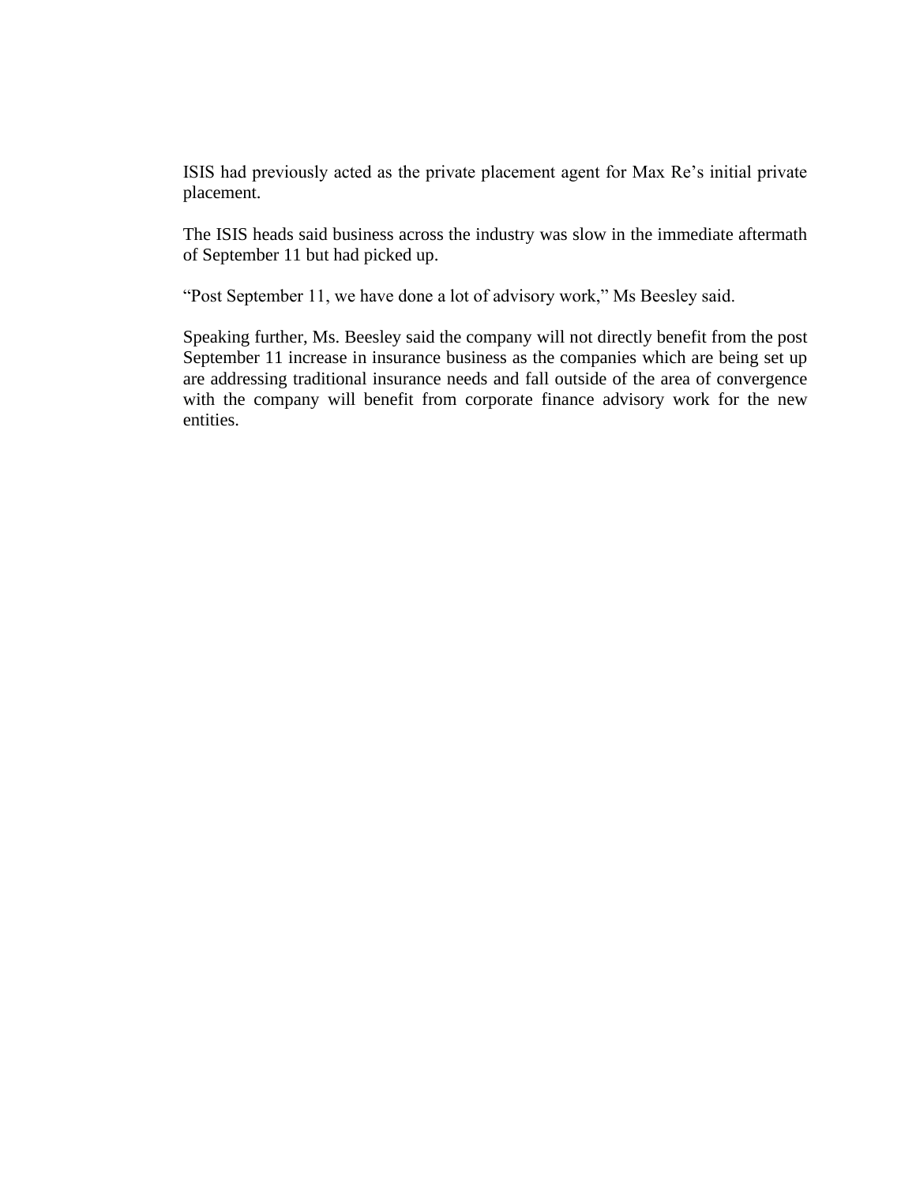ISIS had previously acted as the private placement agent for Max Re's initial private placement.

The ISIS heads said business across the industry was slow in the immediate aftermath of September 11 but had picked up.

"Post September 11, we have done a lot of advisory work," Ms Beesley said.

Speaking further, Ms. Beesley said the company will not directly benefit from the post September 11 increase in insurance business as the companies which are being set up are addressing traditional insurance needs and fall outside of the area of convergence with the company will benefit from corporate finance advisory work for the new entities.